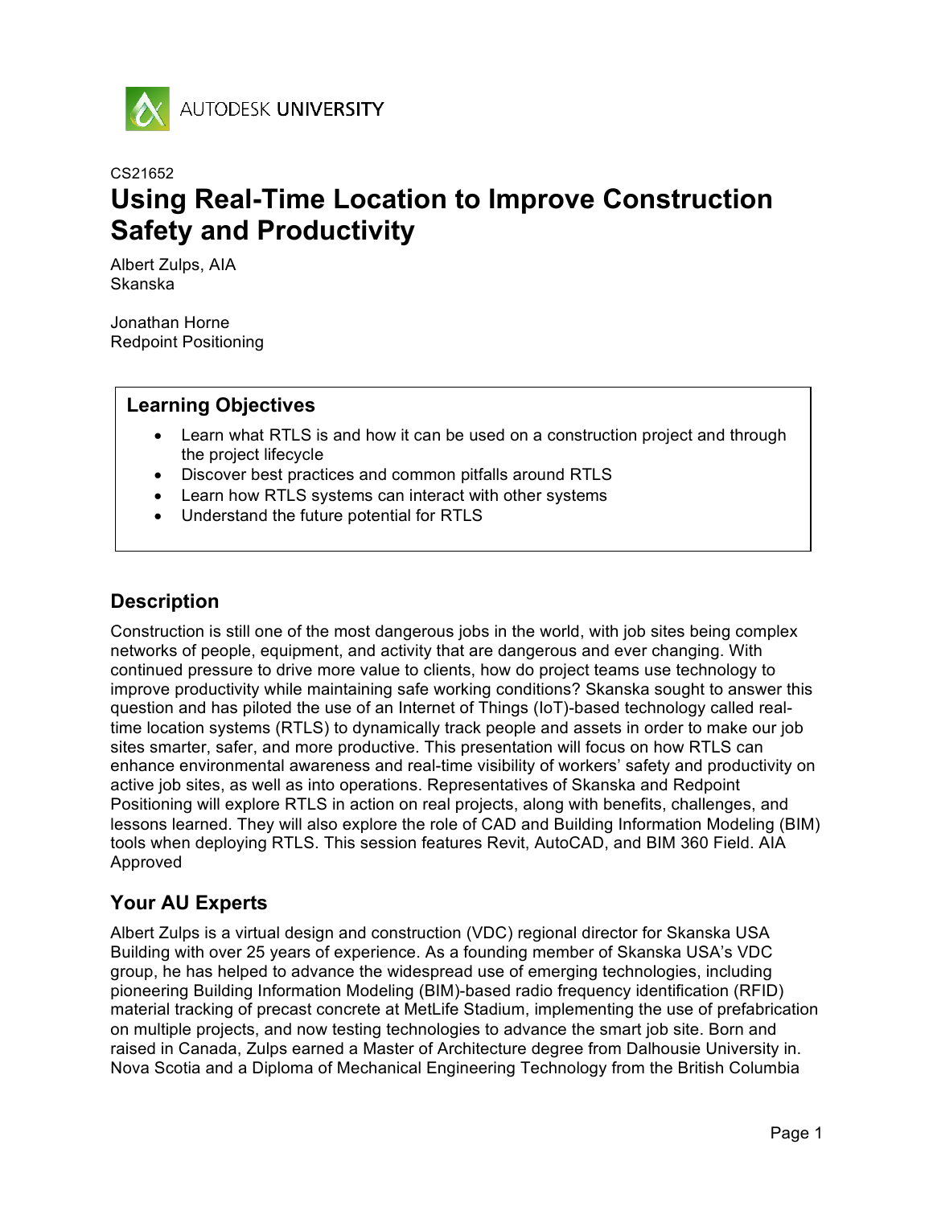CS21652

# Using Real-Time Location to Improve Construction Safety and Productivity

Albert Zulps, AIA
Skanska

Jonathan Horne
Redpoint Positioning

## Learning Objectives

- Learn what RTLS is and how it can be used on a construction project and through the project lifecycle
- Discover best practices and common pitfalls around RTLS
- Learn how RTLS systems can interact with other systems
- Understand the future potential for RTLS

## Description

Construction is still one of the most dangerous jobs in the world, with job sites being complex networks of people, equipment, and activity that are dangerous and ever changing. With continued pressure to drive more value to clients, how do project teams use technology to improve productivity while maintaining safe working conditions? Skanska sought to answer this question and has piloted the use of an Internet of Things (IoT)-based technology called real-time location systems (RTLS) to dynamically track people and assets in order to make our job sites smarter, safer, and more productive. This presentation will focus on how RTLS can enhance environmental awareness and real-time visibility of workers' safety and productivity on active job sites, as well as into operations. Representatives of Skanska and Redpoint Positioning will explore RTLS in action on real projects, along with benefits, challenges, and lessons learned. They will also explore the role of CAD and Building Information Modeling (BIM) tools when deploying RTLS. This session features Revit, AutoCAD, and BIM 360 Field. AIA Approved

## Your AU Experts

Albert Zulps is a virtual design and construction (VDC) regional director for Skanska USA Building with over 25 years of experience. As a founding member of Skanska USA's VDC group, he has helped to advance the widespread use of emerging technologies, including pioneering Building Information Modeling (BIM)-based radio frequency identification (RFID) material tracking of precast concrete at MetLife Stadium, implementing the use of prefabrication on multiple projects, and now testing technologies to advance the smart job site. Born and raised in Canada, Zulps earned a Master of Architecture degree from Dalhousie University in. Nova Scotia and a Diploma of Mechanical Engineering Technology from the British Columbia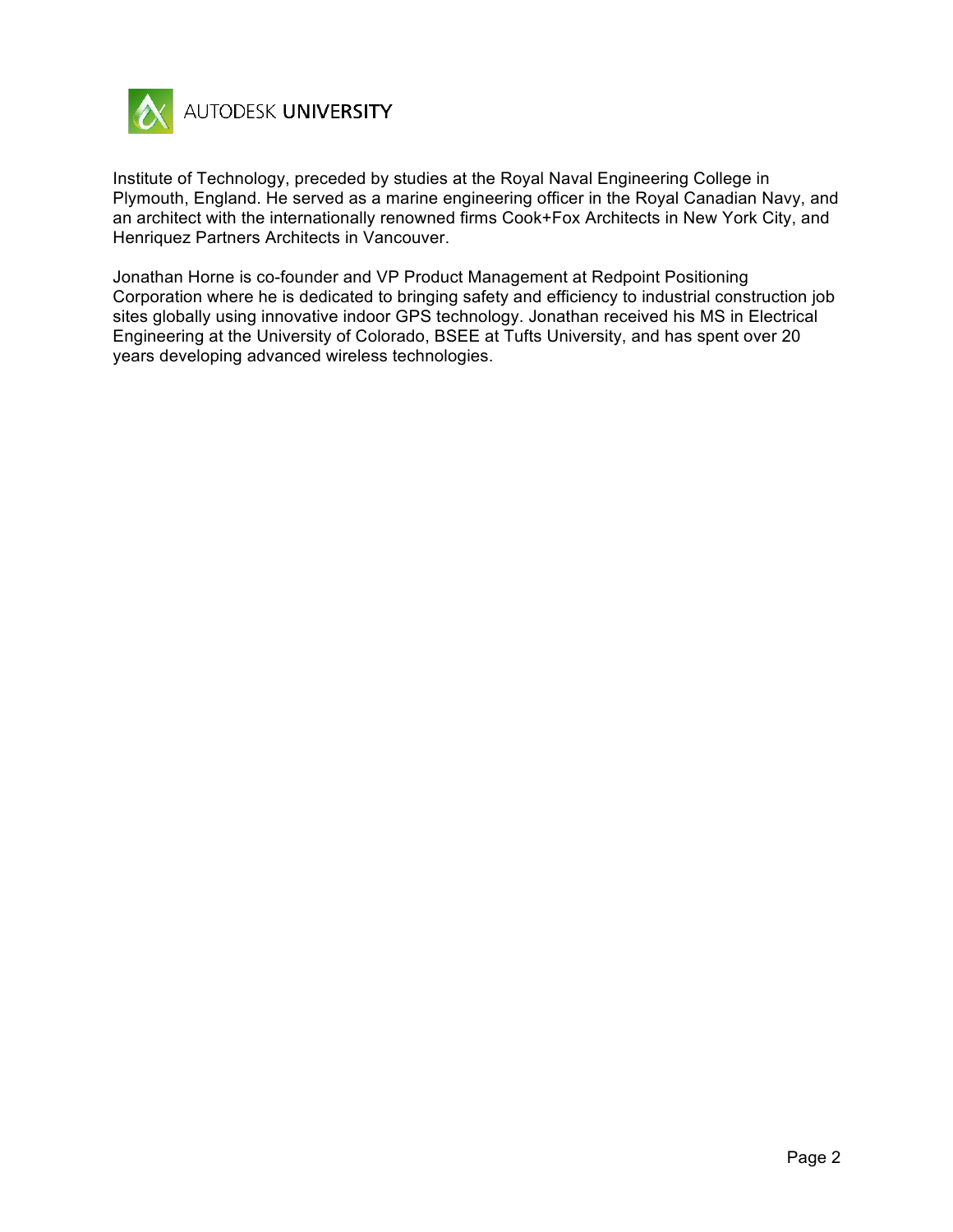Institute of Technology, preceded by studies at the Royal Naval Engineering College in Plymouth, England. He served as a marine engineering officer in the Royal Canadian Navy, and an architect with the internationally renowned firms Cook+Fox Architects in New York City, and Henriquez Partners Architects in Vancouver.

Jonathan Horne is co-founder and VP Product Management at Redpoint Positioning Corporation where he is dedicated to bringing safety and efficiency to industrial construction job sites globally using innovative indoor GPS technology. Jonathan received his MS in Electrical Engineering at the University of Colorado, BSEE at Tufts University, and has spent over 20 years developing advanced wireless technologies.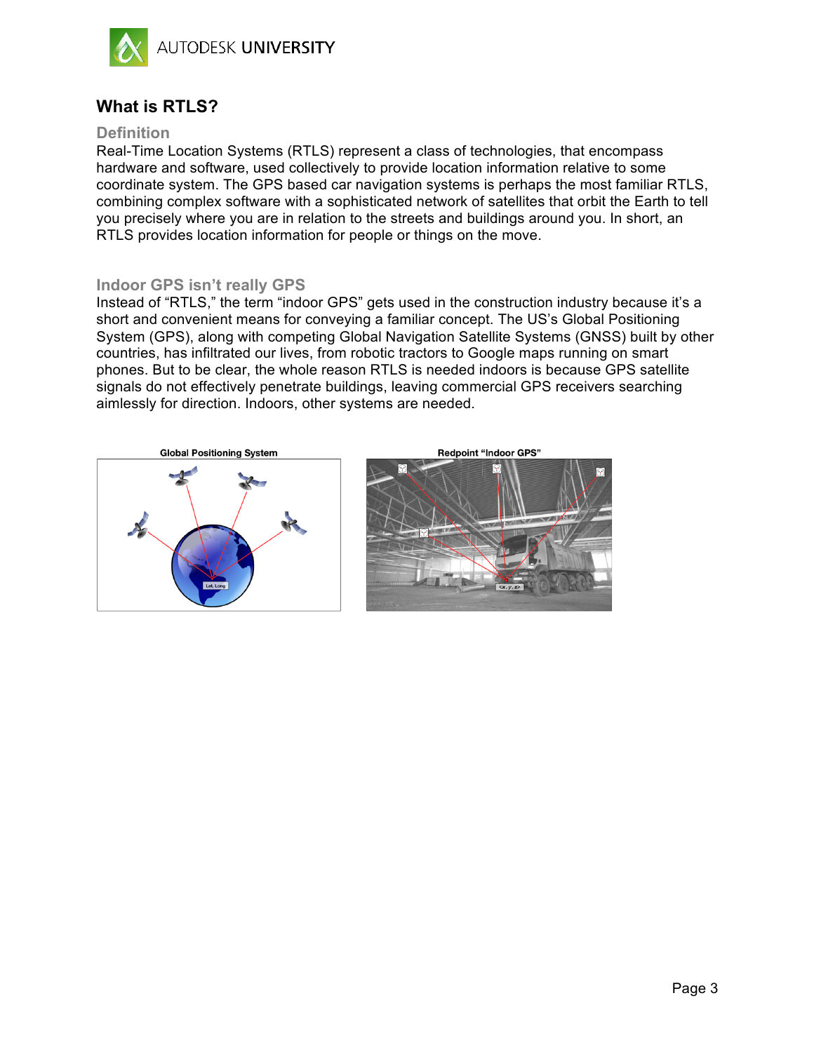## What is RTLS?

### Definition

Real-Time Location Systems (RTLS) represent a class of technologies, that encompass hardware and software, used collectively to provide location information relative to some coordinate system. The GPS based car navigation systems is perhaps the most familiar RTLS, combining complex software with a sophisticated network of satellites that orbit the Earth to tell you precisely where you are in relation to the streets and buildings around you. In short, an RTLS provides location information for people or things on the move.

### Indoor GPS isn't really GPS

Instead of "RTLS," the term "indoor GPS" gets used in the construction industry because it's a short and convenient means for conveying a familiar concept. The US's Global Positioning System (GPS), along with competing Global Navigation Satellite Systems (GNSS) built by other countries, has infiltrated our lives, from robotic tractors to Google maps running on smart phones. But to be clear, the whole reason RTLS is needed indoors is because GPS satellite signals do not effectively penetrate buildings, leaving commercial GPS receivers searching aimlessly for direction. Indoors, other systems are needed.

Global Positioning System

Redpoint "Indoor GPS"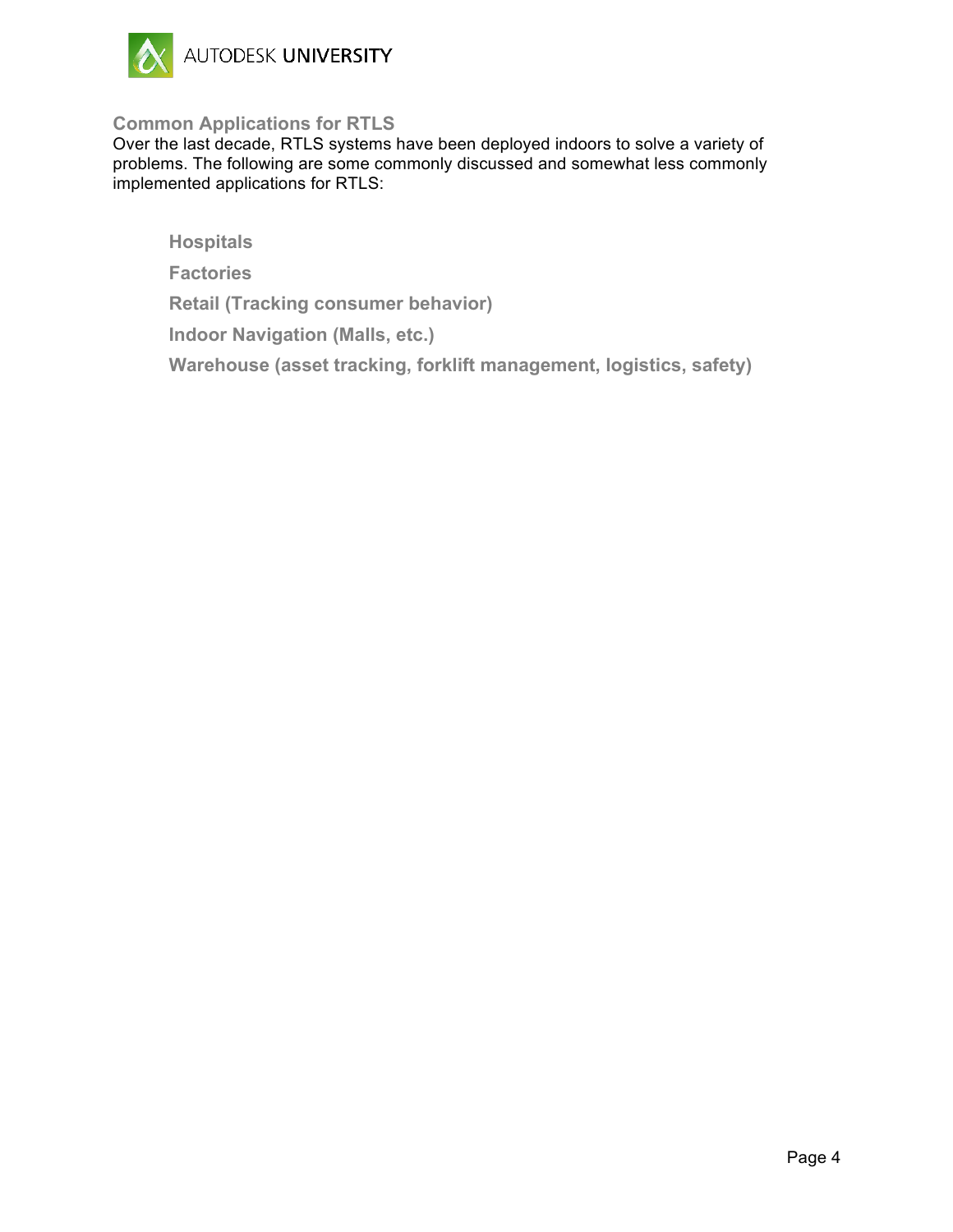## Common Applications for RTLS

Over the last decade, RTLS systems have been deployed indoors to solve a variety of problems. The following are some commonly discussed and somewhat less commonly implemented applications for RTLS:

- **Hospitals**
- **Factories**
- **Retail (Tracking consumer behavior)**
- **Indoor Navigation (Malls, etc.)**
- **Warehouse (asset tracking, forklift management, logistics, safety)**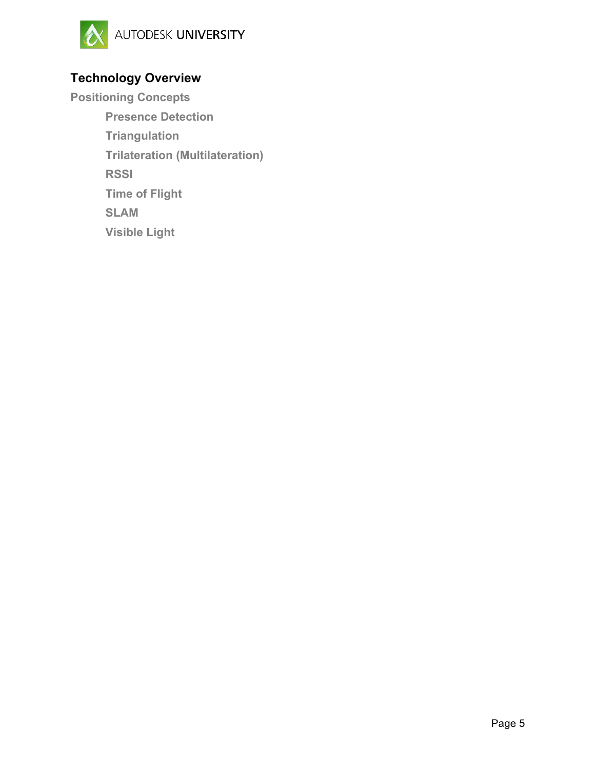# Technology Overview

## Positioning Concepts

### Presence Detection

### Triangulation

### Trilateration (Multilateration)

### RSSI

### Time of Flight

### SLAM

### Visible Light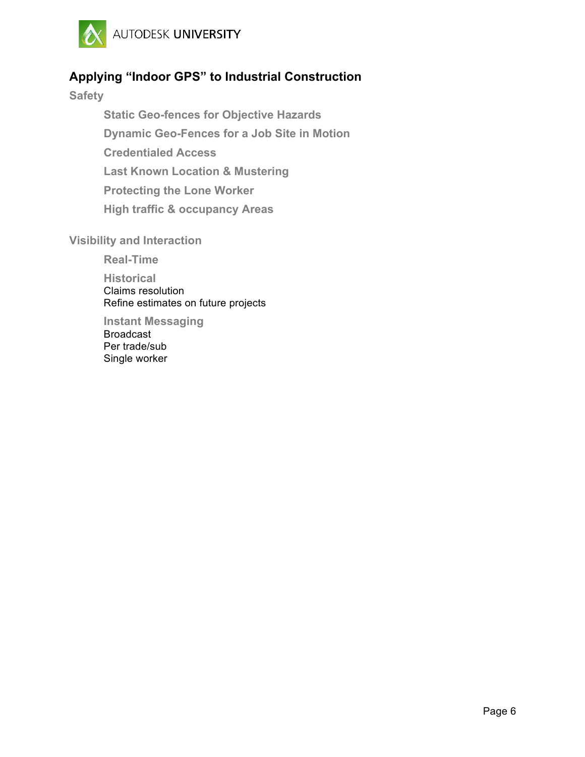## Applying "Indoor GPS" to Industrial Construction

### Safety

#### Static Geo-fences for Objective Hazards

#### Dynamic Geo-Fences for a Job Site in Motion

#### Credentialed Access

#### Last Known Location & Mustering

#### Protecting the Lone Worker

#### High traffic & occupancy Areas

### Visibility and Interaction

#### Real-Time

#### Historical

Claims resolution
Refine estimates on future projects

#### Instant Messaging

Broadcast
Per trade/sub
Single worker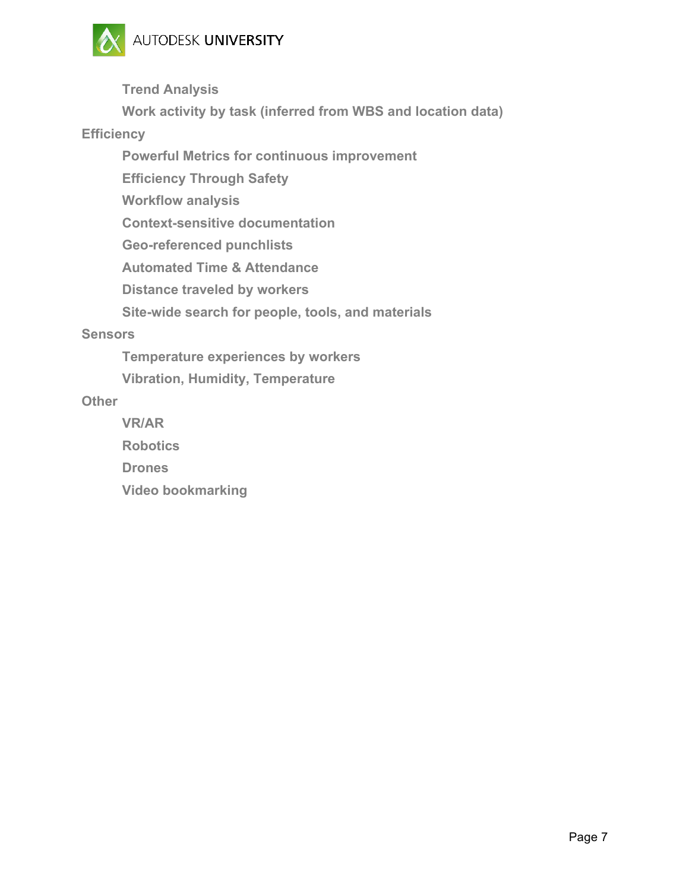- Trend Analysis
- Work activity by task (inferred from WBS and location data)

**Efficiency**

- Powerful Metrics for continuous improvement
- Efficiency Through Safety
- Workflow analysis
- Context-sensitive documentation
- Geo-referenced punchlists
- Automated Time & Attendance
- Distance traveled by workers
- Site-wide search for people, tools, and materials

**Sensors**

- Temperature experiences by workers
- Vibration, Humidity, Temperature

**Other**

- VR/AR
- Robotics
- Drones
- Video bookmarking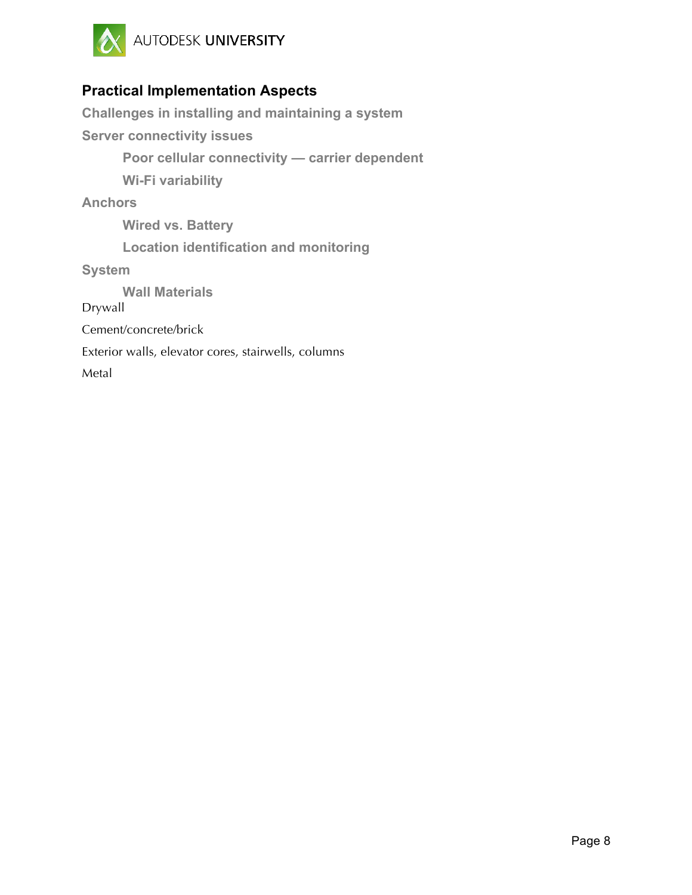## Practical Implementation Aspects

### Challenges in installing and maintaining a system

### Server connectivity issues

#### Poor cellular connectivity — carrier dependent

#### Wi-Fi variability

### Anchors

#### Wired vs. Battery

#### Location identification and monitoring

### System

#### Wall Materials

Drywall

Cement/concrete/brick

Exterior walls, elevator cores, stairwells, columns

Metal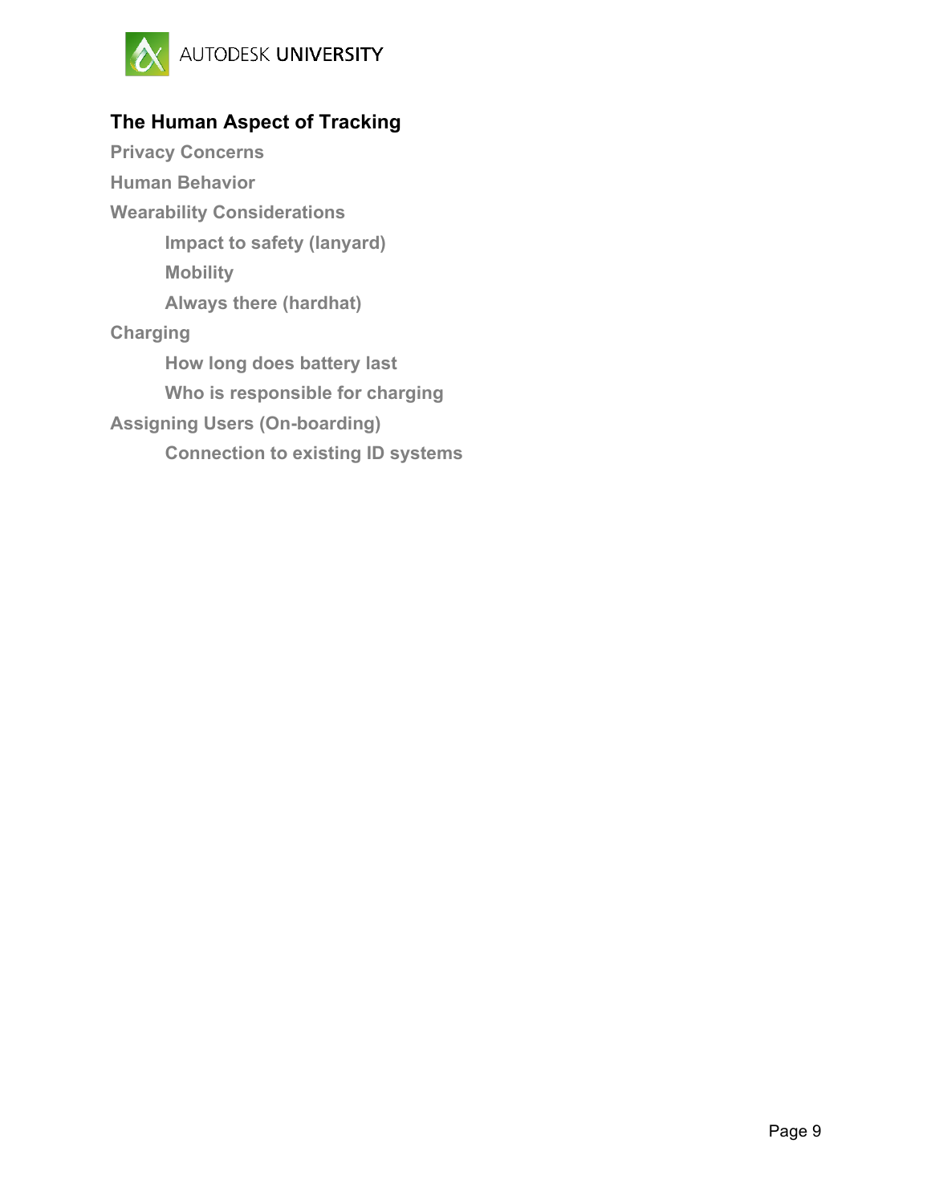## The Human Aspect of Tracking

### Privacy Concerns

### Human Behavior

### Wearability Considerations

#### Impact to safety (lanyard)

#### Mobility

#### Always there (hardhat)

### Charging

#### How long does battery last

#### Who is responsible for charging

### Assigning Users (On-boarding)

#### Connection to existing ID systems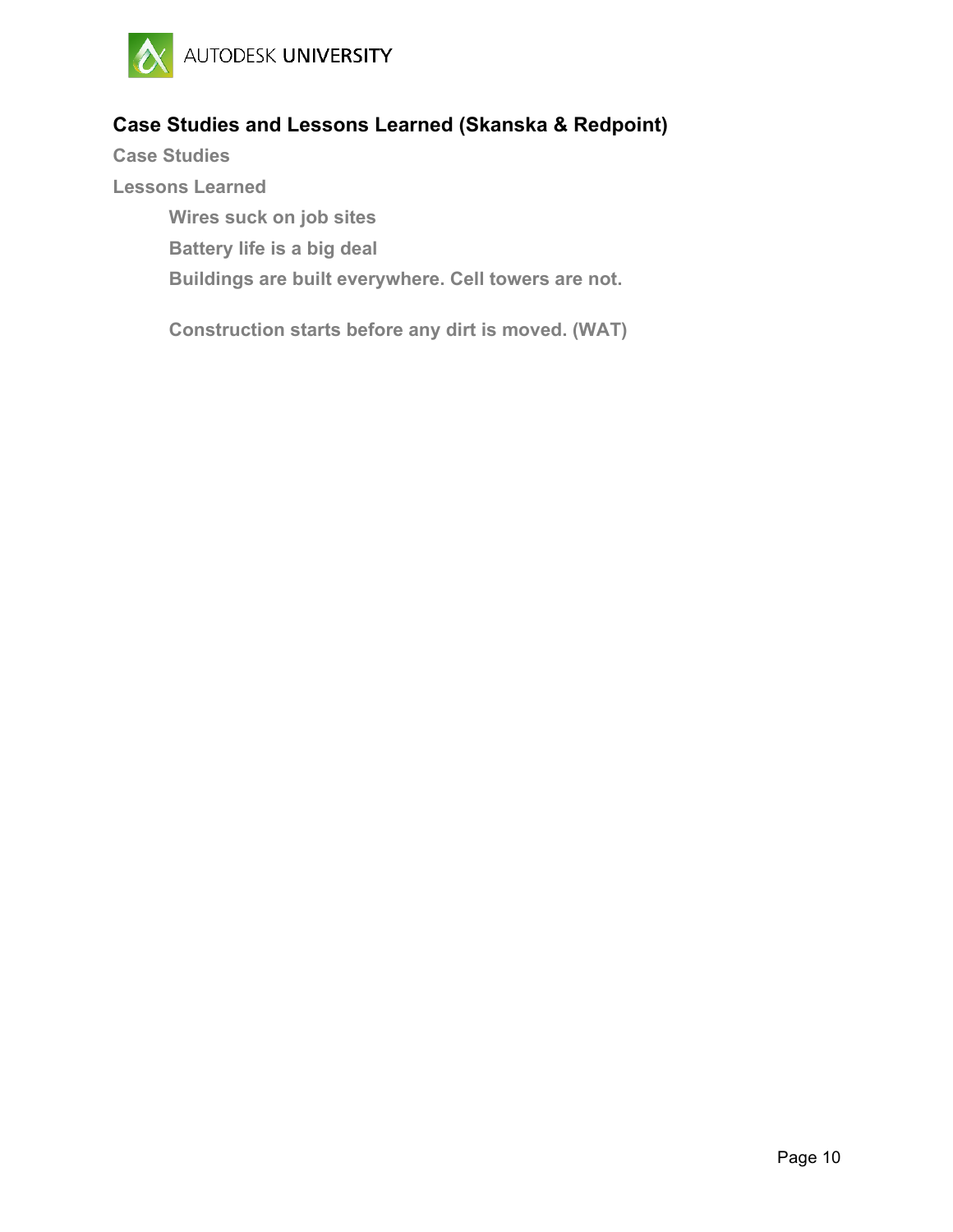## Case Studies and Lessons Learned (Skanska & Redpoint)

### Case Studies

### Lessons Learned

#### Wires suck on job sites

#### Battery life is a big deal

#### Buildings are built everywhere. Cell towers are not.

#### Construction starts before any dirt is moved. (WAT)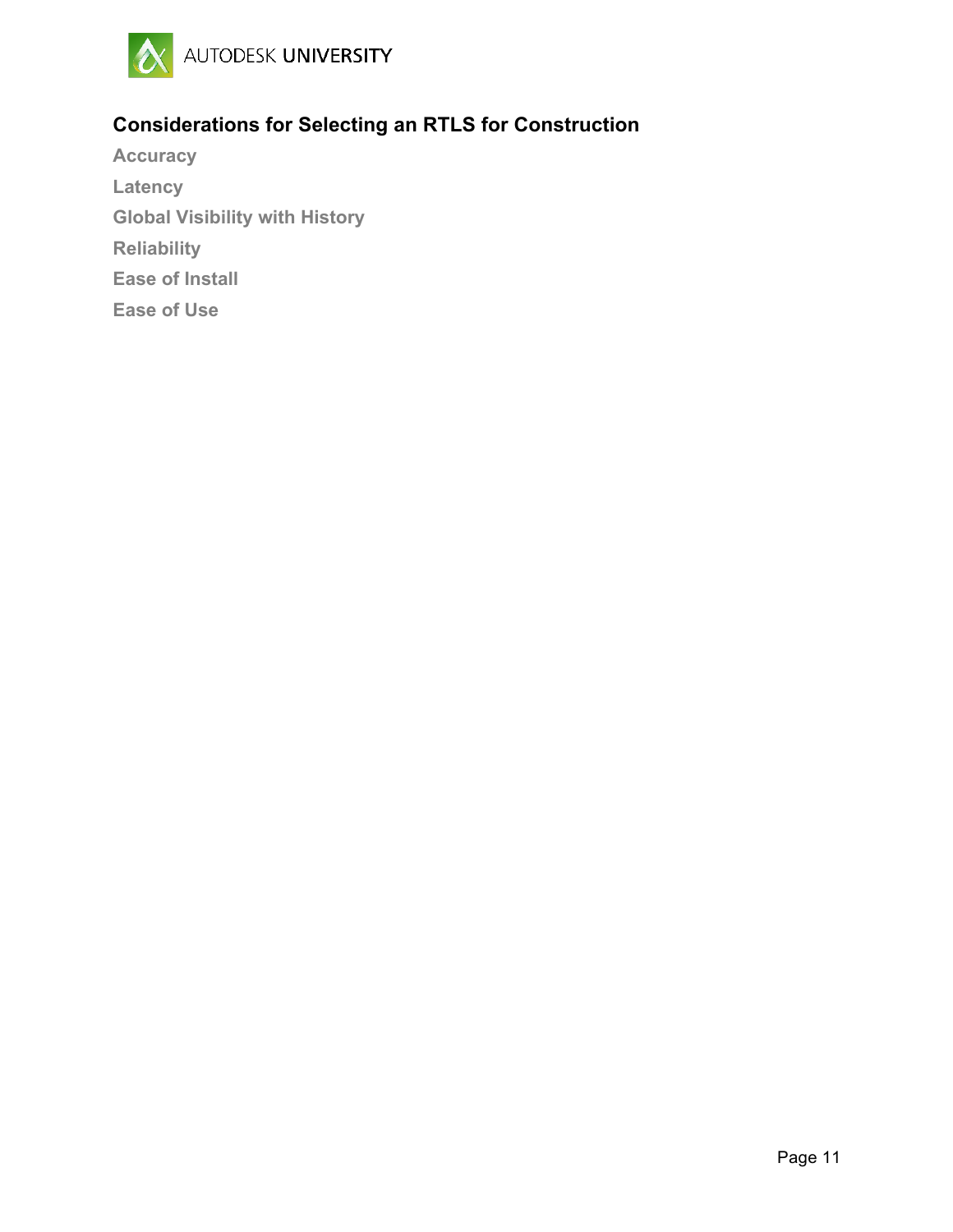## Considerations for Selecting an RTLS for Construction

### Accuracy

### Latency

### Global Visibility with History

### Reliability

### Ease of Install

### Ease of Use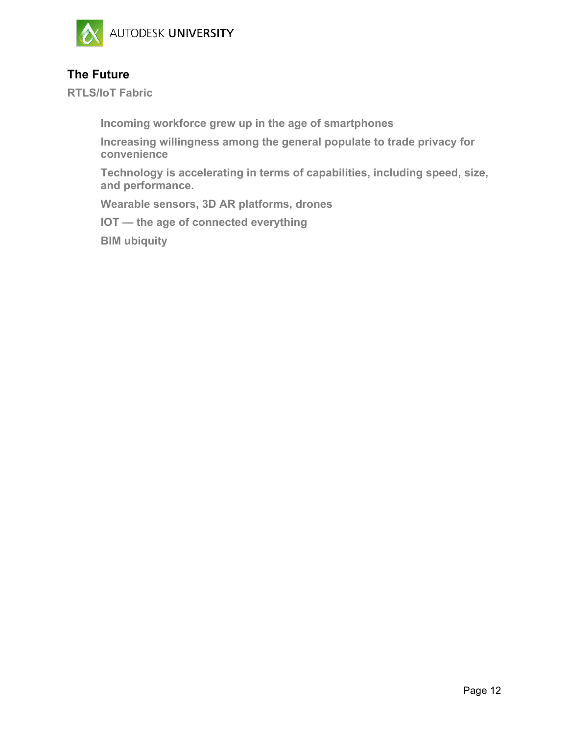## The Future

### RTLS/IoT Fabric

- **Incoming workforce grew up in the age of smartphones**
- **Increasing willingness among the general populate to trade privacy for convenience**
- **Technology is accelerating in terms of capabilities, including speed, size, and performance.**
- **Wearable sensors, 3D AR platforms, drones**
- **IOT — the age of connected everything**
- **BIM ubiquity**